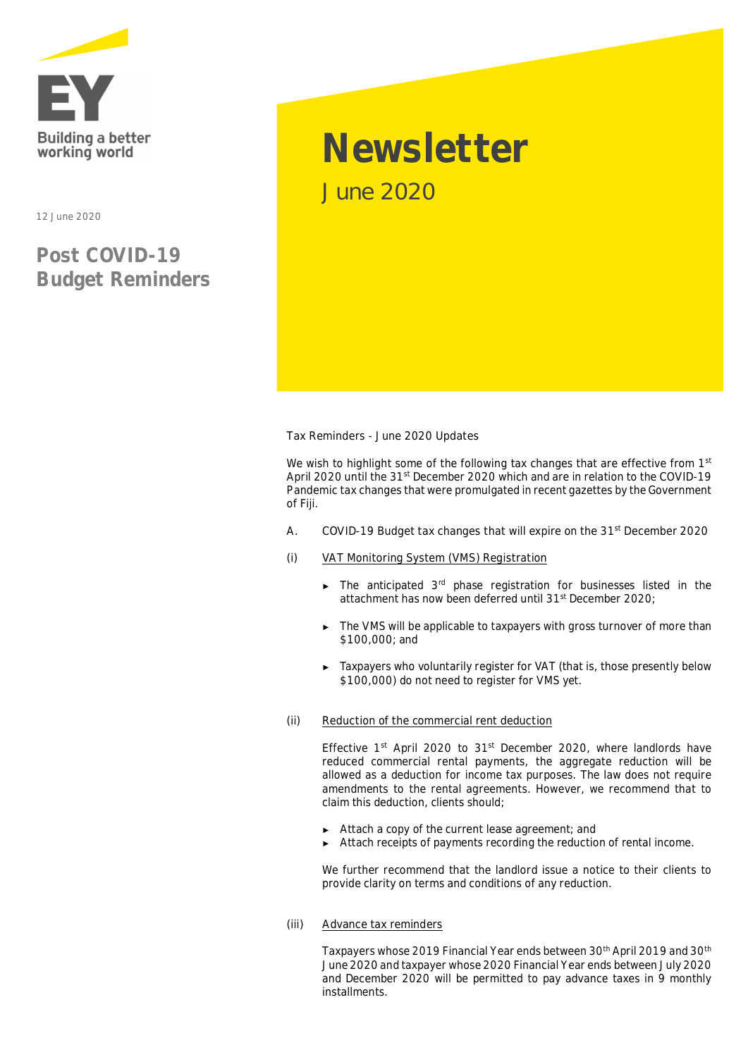Building a better working world

12 June 2020

# Post COVID-19 Budget Reminders

# Newsletter

June 2020

Tax Reminders - June 2020 Updates

We wish to highlight some of the following tax changes that are effective from 1st April 2020 until the 31st December 2020 which and are in relation to the COVID-19 Pandemic tax changes that were promulgated in recent gazettes by the Government of Fiji.

A. COVID-19 Budget tax changes that will expire on the 31st December 2020

(i) VAT Monitoring System (VMS) Registration

- The anticipated 3rd phase registration for businesses listed in the attachment has now been deferred until 31st December 2020;
- The VMS will be applicable to taxpayers with gross turnover of more than $100,000; and
- Taxpayers who voluntarily register for VAT (that is, those presently below $100,000) do not need to register for VMS yet.

(ii) Reduction of the commercial rent deduction

Effective 1st April 2020 to 31st December 2020, where landlords have reduced commercial rental payments, the aggregate reduction will be allowed as a deduction for income tax purposes. The law does not require amendments to the rental agreements. However, we recommend that to claim this deduction, clients should;

- Attach a copy of the current lease agreement; and
- Attach receipts of payments recording the reduction of rental income.

We further recommend that the landlord issue a notice to their clients to provide clarity on terms and conditions of any reduction.

(iii) Advance tax reminders

Taxpayers whose 2019 Financial Year ends between 30th April 2019 and 30th June 2020 and taxpayer whose 2020 Financial Year ends between July 2020 and December 2020 will be permitted to pay advance taxes in 9 monthly installments.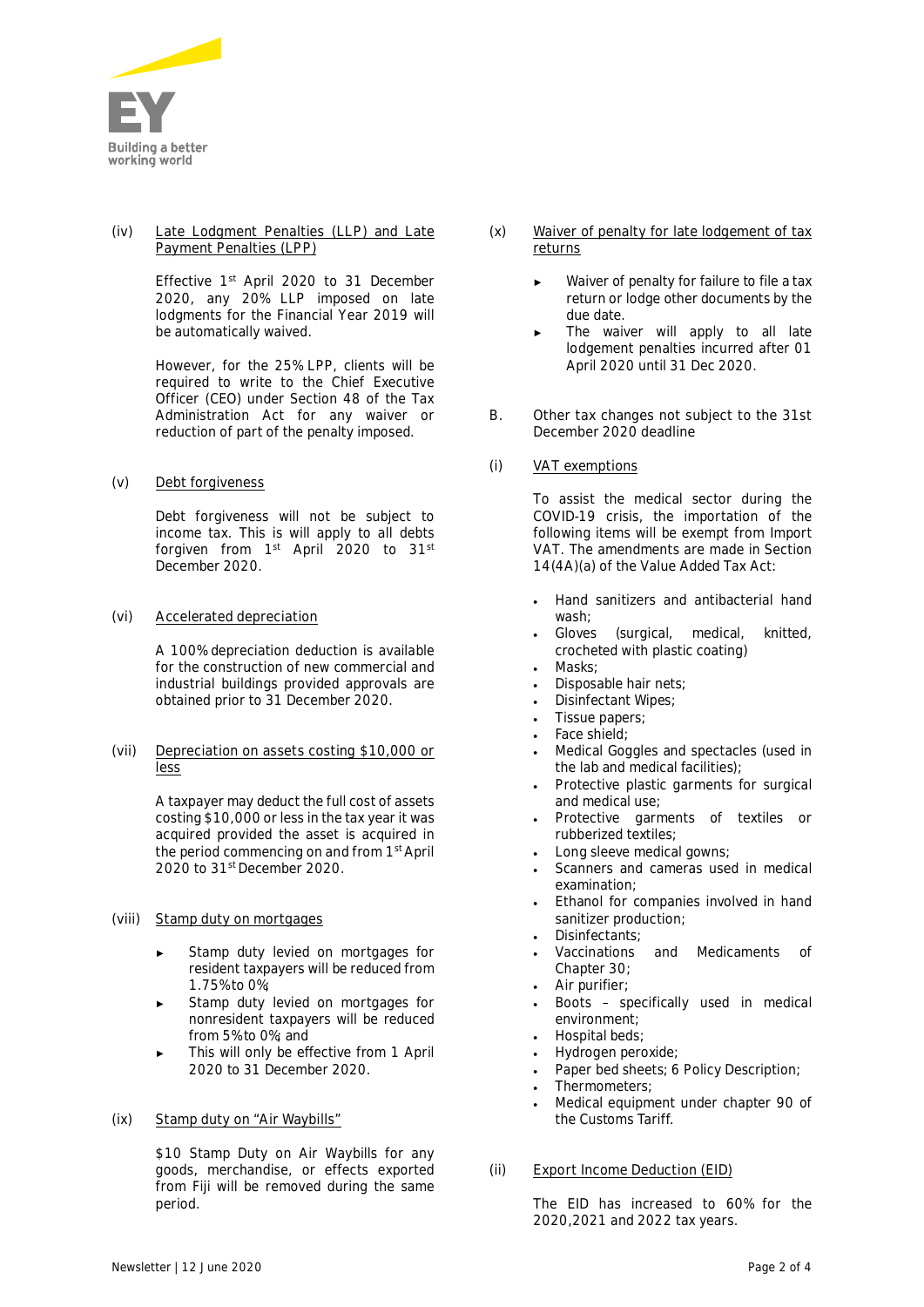(iv) Late Lodgment Penalties (LLP) and Late Payment Penalties (LPP)

Effective 1st April 2020 to 31 December 2020, any 20% LLP imposed on late lodgments for the Financial Year 2019 will be automatically waived.

However, for the 25% LPP, clients will be required to write to the Chief Executive Officer (CEO) under Section 48 of the Tax Administration Act for any waiver or reduction of part of the penalty imposed.

(v) Debt forgiveness

Debt forgiveness will not be subject to income tax. This is will apply to all debts forgiven from 1st April 2020 to 31st December 2020.

(vi) Accelerated depreciation

A 100% depreciation deduction is available for the construction of new commercial and industrial buildings provided approvals are obtained prior to 31 December 2020.

(vii) Depreciation on assets costing $10,000 or less

A taxpayer may deduct the full cost of assets costing $10,000 or less in the tax year it was acquired provided the asset is acquired in the period commencing on and from 1st April 2020 to 31st December 2020.

(viii) Stamp duty on mortgages

- Stamp duty levied on mortgages for resident taxpayers will be reduced from 1.75% to 0%;
- Stamp duty levied on mortgages for nonresident taxpayers will be reduced from 5% to 0%; and
- This will only be effective from 1 April 2020 to 31 December 2020.

(ix) Stamp duty on "Air Waybills"

$10 Stamp Duty on Air Waybills for any goods, merchandise, or effects exported from Fiji will be removed during the same period.

(x) Waiver of penalty for late lodgement of tax returns

- Waiver of penalty for failure to file a tax return or lodge other documents by the due date.
- The waiver will apply to all late lodgement penalties incurred after 01 April 2020 until 31 Dec 2020.

B. Other tax changes not subject to the 31st December 2020 deadline

(i) VAT exemptions

To assist the medical sector during the COVID-19 crisis, the importation of the following items will be exempt from Import VAT. The amendments are made in Section 14(4A)(a) of the Value Added Tax Act:

- Hand sanitizers and antibacterial hand wash;
- Gloves (surgical, medical, knitted, crocheted with plastic coating)
- Masks;
- Disposable hair nets;
- Disinfectant Wipes;
- Tissue papers;
- Face shield;
- Medical Goggles and spectacles (used in the lab and medical facilities);
- Protective plastic garments for surgical and medical use;
- Protective garments of textiles or rubberized textiles;
- Long sleeve medical gowns;
- Scanners and cameras used in medical examination;
- Ethanol for companies involved in hand sanitizer production;
- Disinfectants;
- Vaccinations and Medicaments of Chapter 30;
- Air purifier;
- Boots – specifically used in medical environment;
- Hospital beds;
- Hydrogen peroxide;
- Paper bed sheets; 6 Policy Description;
- Thermometers;
- Medical equipment under chapter 90 of the Customs Tariff.

(ii) Export Income Deduction (EID)

The EID has increased to 60% for the 2020,2021 and 2022 tax years.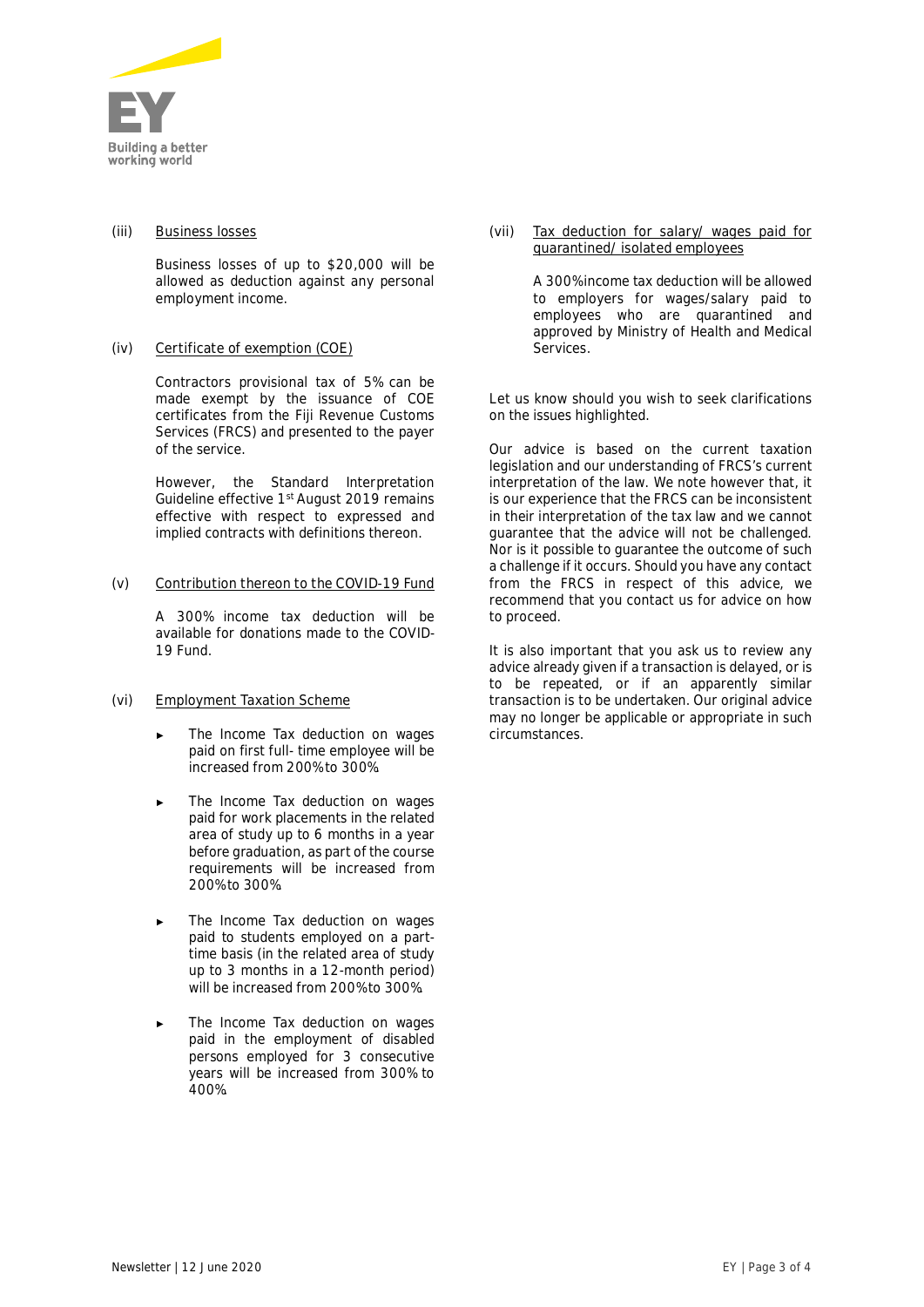(iii) <u>Business losses</u>

Business losses of up to $20,000 will be allowed as deduction against any personal employment income.

(iv) <u>Certificate of exemption (COE)</u>

Contractors provisional tax of 5% can be made exempt by the issuance of COE certificates from the Fiji Revenue Customs Services (FRCS) and presented to the payer of the service.

However, the Standard Interpretation Guideline effective 1st August 2019 remains effective with respect to expressed and implied contracts with definitions thereon.

(v) <u>Contribution thereon to the COVID-19 Fund</u>

A 300% income tax deduction will be available for donations made to the COVID-19 Fund.

(vi) <u>Employment Taxation Scheme</u>

- The Income Tax deduction on wages paid on first full- time employee will be increased from 200% to 300%.
- The Income Tax deduction on wages paid for work placements in the related area of study up to 6 months in a year before graduation, as part of the course requirements will be increased from 200% to 300%.
- The Income Tax deduction on wages paid to students employed on a part-time basis (in the related area of study up to 3 months in a 12-month period) will be increased from 200% to 300%.
- The Income Tax deduction on wages paid in the employment of disabled persons employed for 3 consecutive years will be increased from 300% to 400%.

(vii) <u>Tax deduction for salary/ wages paid for quarantined/ isolated employees</u>

A 300% income tax deduction will be allowed to employers for wages/salary paid to employees who are quarantined and approved by Ministry of Health and Medical Services.

Let us know should you wish to seek clarifications on the issues highlighted.

Our advice is based on the current taxation legislation and our understanding of FRCS's current interpretation of the law. We note however that, it is our experience that the FRCS can be inconsistent in their interpretation of the tax law and we cannot guarantee that the advice will not be challenged. Nor is it possible to guarantee the outcome of such a challenge if it occurs. Should you have any contact from the FRCS in respect of this advice, we recommend that you contact us for advice on how to proceed.

It is also important that you ask us to review any advice already given if a transaction is delayed, or is to be repeated, or if an apparently similar transaction is to be undertaken. Our original advice may no longer be applicable or appropriate in such circumstances.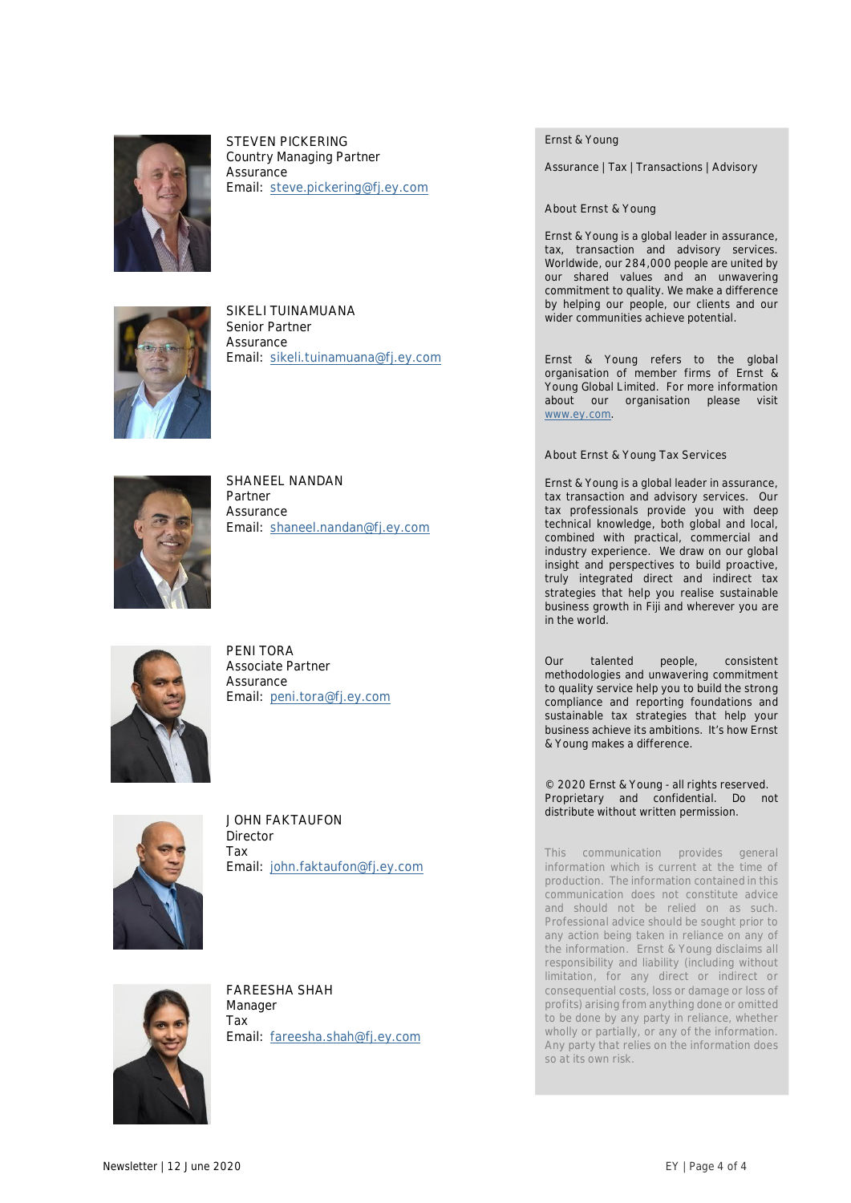**STEVEN PICKERING**
Country Managing Partner
Assurance
Email: steve.pickering@fj.ey.com

**SIKELI TUINAMUANA**
Senior Partner
Assurance
Email: sikeli.tuinamuana@fj.ey.com

**SHANEEL NANDAN**
Partner
Assurance
Email: shaneel.nandan@fj.ey.com

**PENI TORA**
Associate Partner
Assurance
Email: peni.tora@fj.ey.com

**JOHN FAKTAUFON**
Director
Tax
Email: john.faktaufon@fj.ey.com

**FAREESHA SHAH**
Manager
Tax
Email: fareesha.shah@fj.ey.com

Ernst & Young

Assurance | Tax | Transactions | Advisory

## About Ernst & Young

Ernst & Young is a global leader in assurance, tax, transaction and advisory services. Worldwide, our 284,000 people are united by our shared values and an unwavering commitment to quality. We make a difference by helping our people, our clients and our wider communities achieve potential.

Ernst & Young refers to the global organisation of member firms of Ernst & Young Global Limited. For more information about our organisation please visit www.ey.com.

## About Ernst & Young Tax Services

Ernst & Young is a global leader in assurance, tax transaction and advisory services. Our tax professionals provide you with deep technical knowledge, both global and local, combined with practical, commercial and industry experience. We draw on our global insight and perspectives to build proactive, truly integrated direct and indirect tax strategies that help you realise sustainable business growth in Fiji and wherever you are in the world.

Our talented people, consistent methodologies and unwavering commitment to quality service help you to build the strong compliance and reporting foundations and sustainable tax strategies that help your business achieve its ambitions. It's how Ernst & Young makes a difference.

© 2020 Ernst & Young - all rights reserved. Proprietary and confidential. Do not distribute without written permission.

This communication provides general information which is current at the time of production. The information contained in this communication does not constitute advice and should not be relied on as such. Professional advice should be sought prior to any action being taken in reliance on any of the information. Ernst & Young disclaims all responsibility and liability (including without limitation, for any direct or indirect or consequential costs, loss or damage or loss of profits) arising from anything done or omitted to be done by any party in reliance, whether wholly or partially, or any of the information. Any party that relies on the information does so at its own risk.